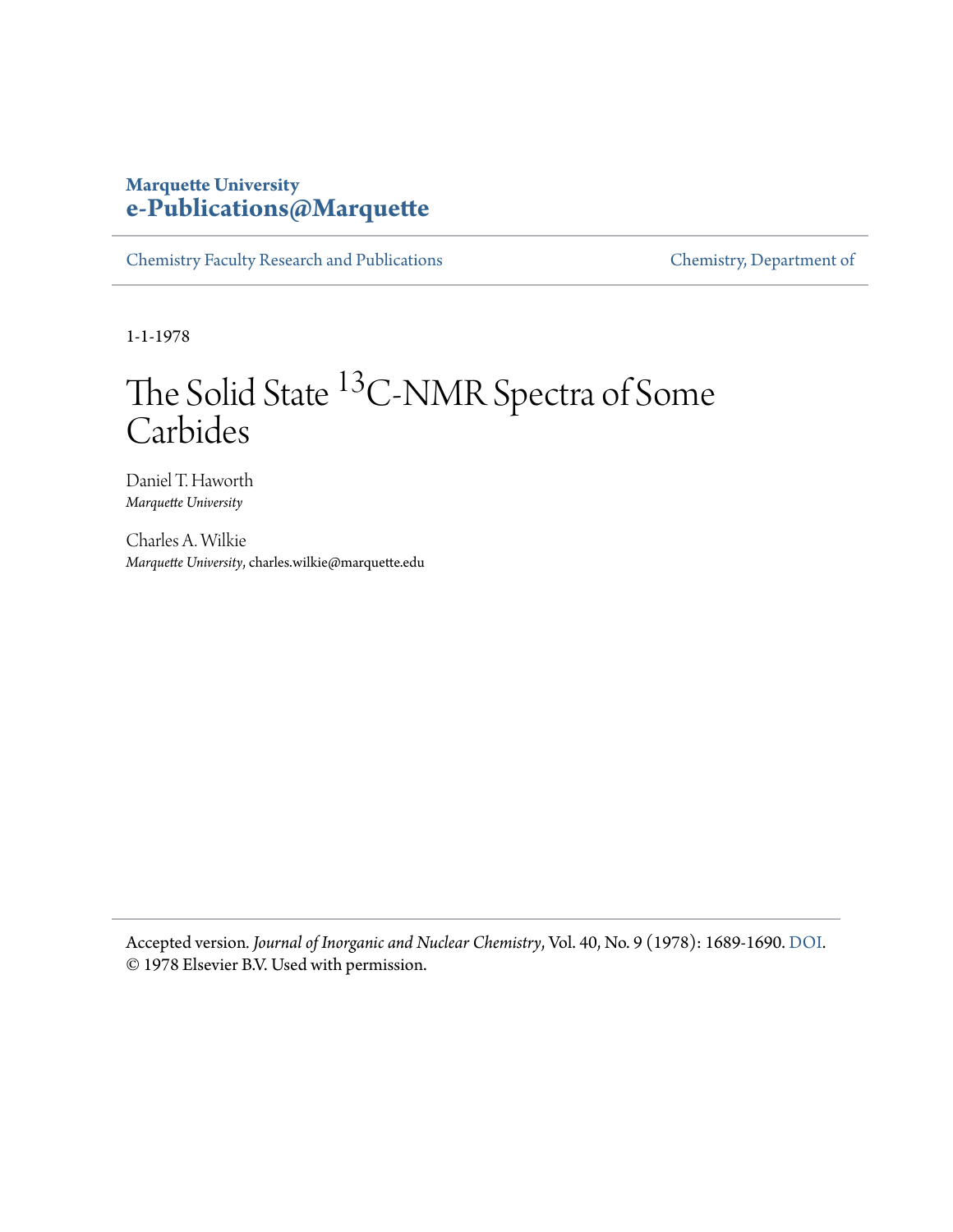**Marquette University**
**e-Publications@Marquette**

Chemistry Faculty Research and Publications | Chemistry, Department of

1-1-1978

# The Solid State $^{13}$C-NMR Spectra of Some Carbides

Daniel T. Haworth
*Marquette University*

Charles A. Wilkie
*Marquette University*, charles.wilkie@marquette.edu

---

Accepted version. *Journal of Inorganic and Nuclear Chemistry*, Vol. 40, No. 9 (1978): 1689-1690. DOI. © 1978 Elsevier B.V. Used with permission.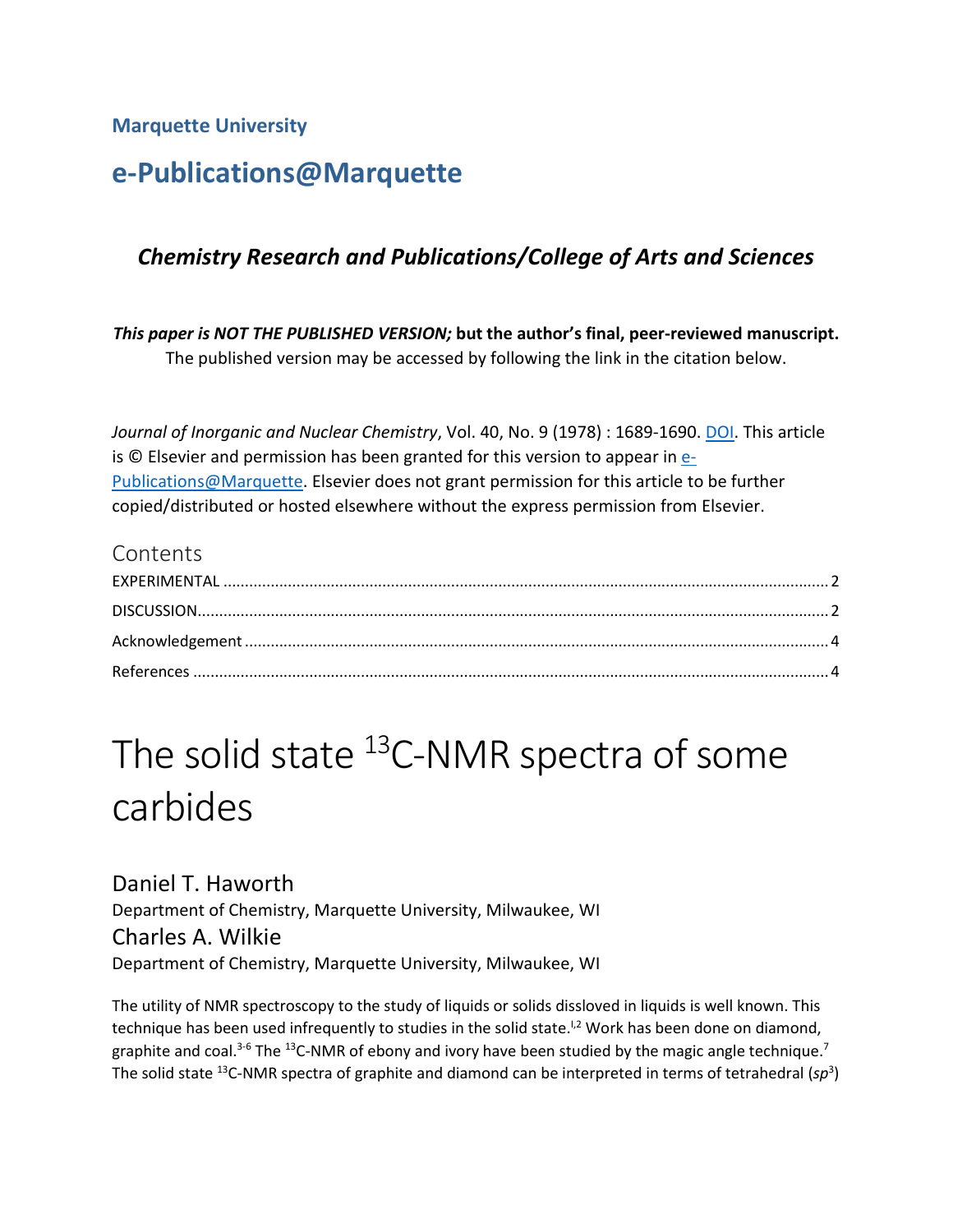**Marquette University**

# e-Publications@Marquette

### *Chemistry Research and Publications/College of Arts and Sciences*

***This paper is NOT THE PUBLISHED VERSION;* but the author's final, peer-reviewed manuscript.** The published version may be accessed by following the link in the citation below.

*Journal of Inorganic and Nuclear Chemistry*, Vol. 40, No. 9 (1978) : 1689-1690. DOI. This article is © Elsevier and permission has been granted for this version to appear in e-Publications@Marquette. Elsevier does not grant permission for this article to be further copied/distributed or hosted elsewhere without the express permission from Elsevier.

Contents

EXPERIMENTAL ........ 2

DISCUSSION ........ 2

Acknowledgement ........ 4

References ........ 4

# The solid state $^{13}$C-NMR spectra of some carbides

Daniel T. Haworth
Department of Chemistry, Marquette University, Milwaukee, WI

Charles A. Wilkie
Department of Chemistry, Marquette University, Milwaukee, WI

The utility of NMR spectroscopy to the study of liquids or solids dissloved in liquids is well known. This technique has been used infrequently to studies in the solid state.[1,2] Work has been done on diamond, graphite and coal.[3-6] The $^{13}$C-NMR of ebony and ivory have been studied by the magic angle technique.[7] The solid state $^{13}$C-NMR spectra of graphite and diamond can be interpreted in terms of tetrahedral ($sp^3$)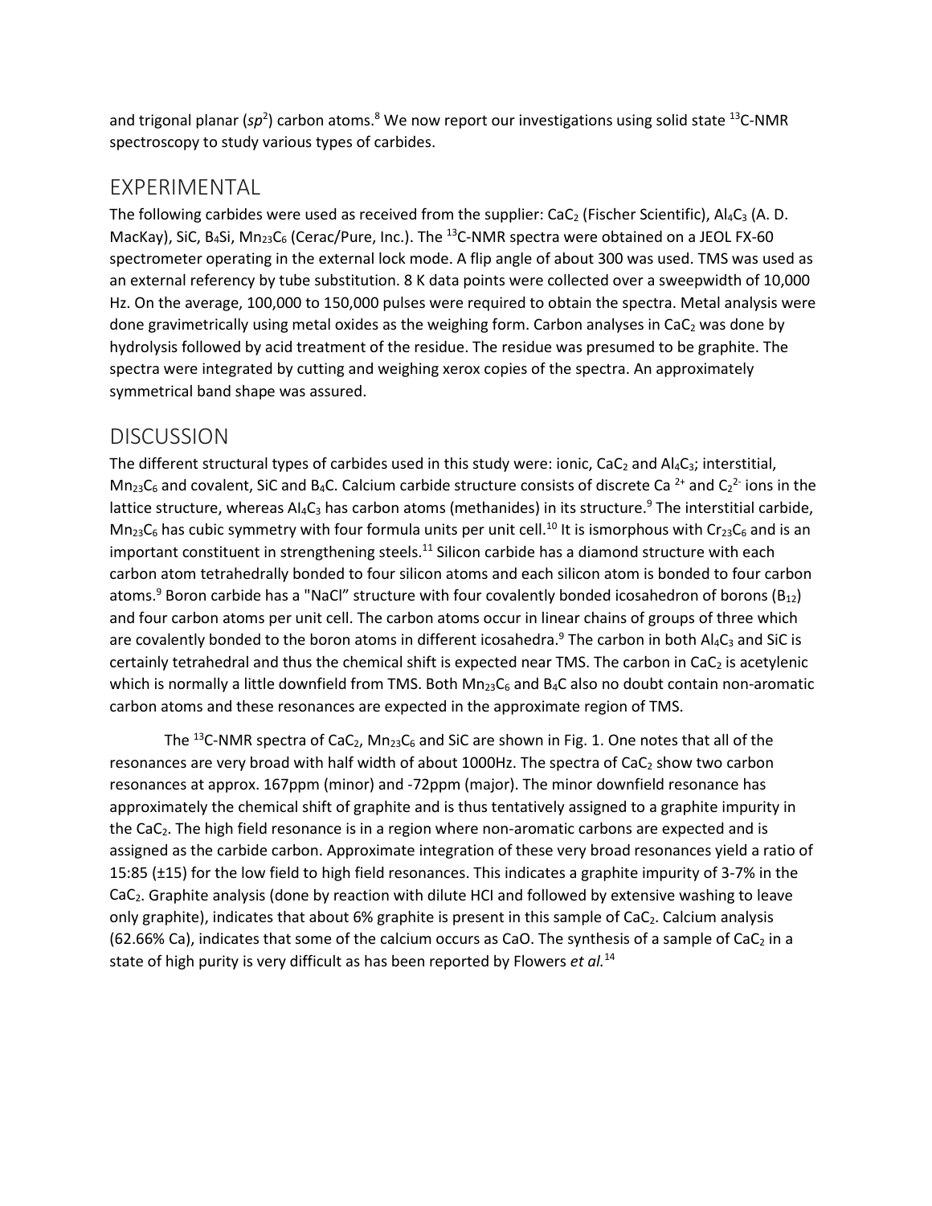and trigonal planar ($sp^2$) carbon atoms.[8] We now report our investigations using solid state $^{13}$C-NMR spectroscopy to study various types of carbides.

## EXPERIMENTAL

The following carbides were used as received from the supplier: $CaC_2$ (Fischer Scientific), $Al_4C_3$ (A. D. MacKay), SiC, $B_4Si$, $Mn_{23}C_6$ (Cerac/Pure, Inc.). The $^{13}$C-NMR spectra were obtained on a JEOL FX-60 spectrometer operating in the external lock mode. A flip angle of about 300 was used. TMS was used as an external referency by tube substitution. 8 K data points were collected over a sweepwidth of 10,000 Hz. On the average, 100,000 to 150,000 pulses were required to obtain the spectra. Metal analysis were done gravimetrically using metal oxides as the weighing form. Carbon analyses in $CaC_2$ was done by hydrolysis followed by acid treatment of the residue. The residue was presumed to be graphite. The spectra were integrated by cutting and weighing xerox copies of the spectra. An approximately symmetrical band shape was assured.

## DISCUSSION

The different structural types of carbides used in this study were: ionic, $CaC_2$ and $Al_4C_3$; interstitial, $Mn_{23}C_6$ and covalent, SiC and $B_4C$. Calcium carbide structure consists of discrete $Ca^{2+}$ and $C_2^{2-}$ ions in the lattice structure, whereas $Al_4C_3$ has carbon atoms (methanides) in its structure.[9] The interstitial carbide, $Mn_{23}C_6$ has cubic symmetry with four formula units per unit cell.[10] It is ismorphous with $Cr_{23}C_6$ and is an important constituent in strengthening steels.[11] Silicon carbide has a diamond structure with each carbon atom tetrahedrally bonded to four silicon atoms and each silicon atom is bonded to four carbon atoms.[9] Boron carbide has a "NaCl" structure with four covalently bonded icosahedron of borons ($B_{12}$) and four carbon atoms per unit cell. The carbon atoms occur in linear chains of groups of three which are covalently bonded to the boron atoms in different icosahedra.[9] The carbon in both $Al_4C_3$ and SiC is certainly tetrahedral and thus the chemical shift is expected near TMS. The carbon in $CaC_2$ is acetylenic which is normally a little downfield from TMS. Both $Mn_{23}C_6$ and $B_4C$ also no doubt contain non-aromatic carbon atoms and these resonances are expected in the approximate region of TMS.

The $^{13}$C-NMR spectra of $CaC_2$, $Mn_{23}C_6$ and SiC are shown in Fig. 1. One notes that all of the resonances are very broad with half width of about 1000Hz. The spectra of $CaC_2$ show two carbon resonances at approx. 167ppm (minor) and -72ppm (major). The minor downfield resonance has approximately the chemical shift of graphite and is thus tentatively assigned to a graphite impurity in the $CaC_2$. The high field resonance is in a region where non-aromatic carbons are expected and is assigned as the carbide carbon. Approximate integration of these very broad resonances yield a ratio of 15:85 (±15) for the low field to high field resonances. This indicates a graphite impurity of 3-7% in the $CaC_2$. Graphite analysis (done by reaction with dilute HCI and followed by extensive washing to leave only graphite), indicates that about 6% graphite is present in this sample of $CaC_2$. Calcium analysis (62.66% Ca), indicates that some of the calcium occurs as CaO. The synthesis of a sample of $CaC_2$ in a state of high purity is very difficult as has been reported by Flowers *et al.*[14]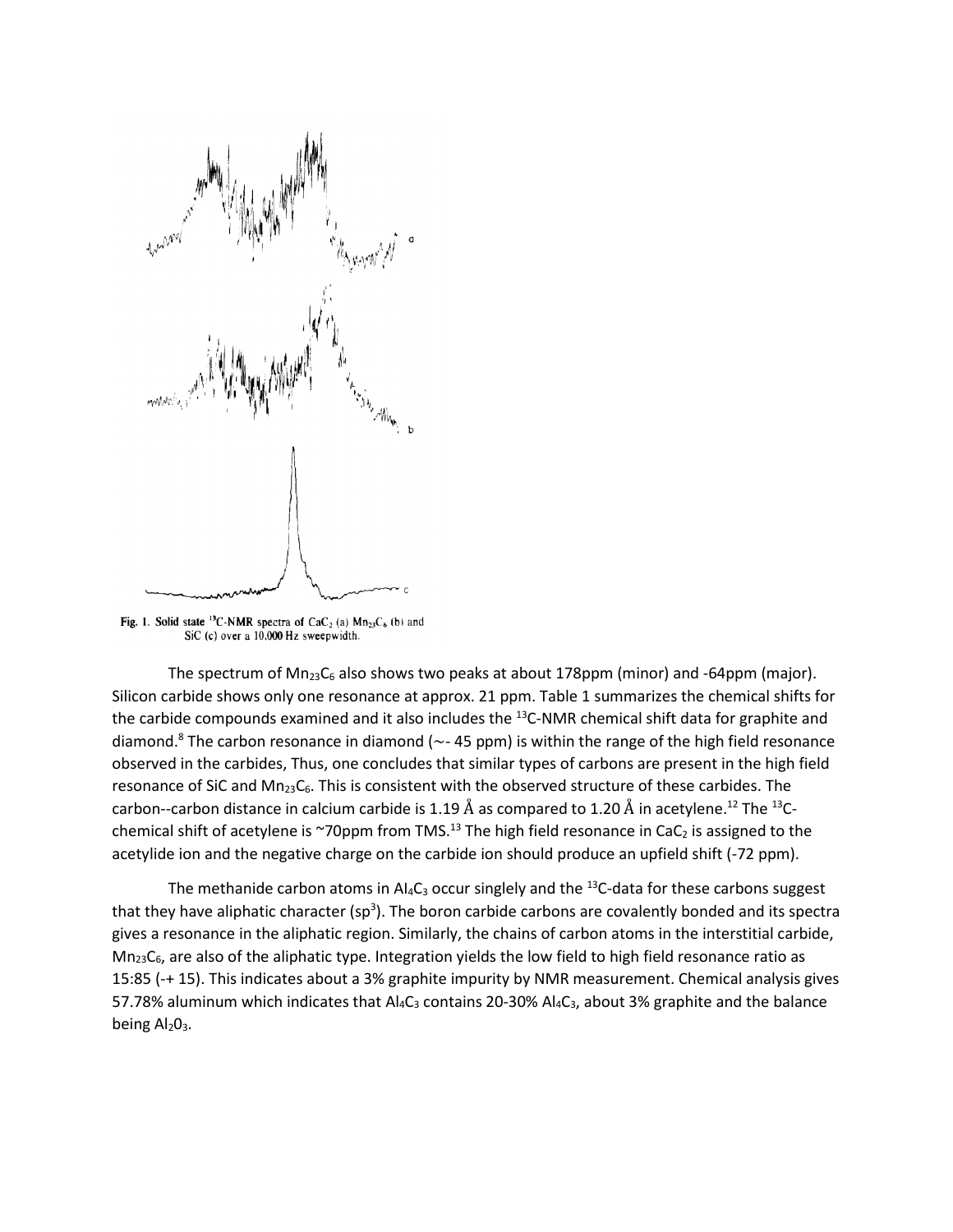Fig. 1. Solid state $^{13}C$-NMR spectra of $CaC_2$ (a) $Mn_{23}C_6$ (b) and SiC (c) over a 10,000 Hz sweepwidth.

The spectrum of $Mn_{23}C_6$ also shows two peaks at about 178ppm (minor) and -64ppm (major). Silicon carbide shows only one resonance at approx. 21 ppm. Table 1 summarizes the chemical shifts for the carbide compounds examined and it also includes the $^{13}C$-NMR chemical shift data for graphite and diamond.[8] The carbon resonance in diamond (~- 45 ppm) is within the range of the high field resonance observed in the carbides, Thus, one concludes that similar types of carbons are present in the high field resonance of SiC and $Mn_{23}C_6$. This is consistent with the observed structure of these carbides. The carbon--carbon distance in calcium carbide is 1.19 Å as compared to 1.20 Å in acetylene.[12] The $^{13}C$-chemical shift of acetylene is ~70ppm from TMS.[13] The high field resonance in $CaC_2$ is assigned to the acetylide ion and the negative charge on the carbide ion should produce an upfield shift (-72 ppm).

The methanide carbon atoms in $Al_4C_3$ occur singlely and the $^{13}C$-data for these carbons suggest that they have aliphatic character ($sp^3$). The boron carbide carbons are covalently bonded and its spectra gives a resonance in the aliphatic region. Similarly, the chains of carbon atoms in the interstitial carbide, $Mn_{23}C_6$, are also of the aliphatic type. Integration yields the low field to high field resonance ratio as 15:85 (-+ 15). This indicates about a 3% graphite impurity by NMR measurement. Chemical analysis gives 57.78% aluminum which indicates that $Al_4C_3$ contains 20-30% $Al_4C_3$, about 3% graphite and the balance being $Al_2O_3$.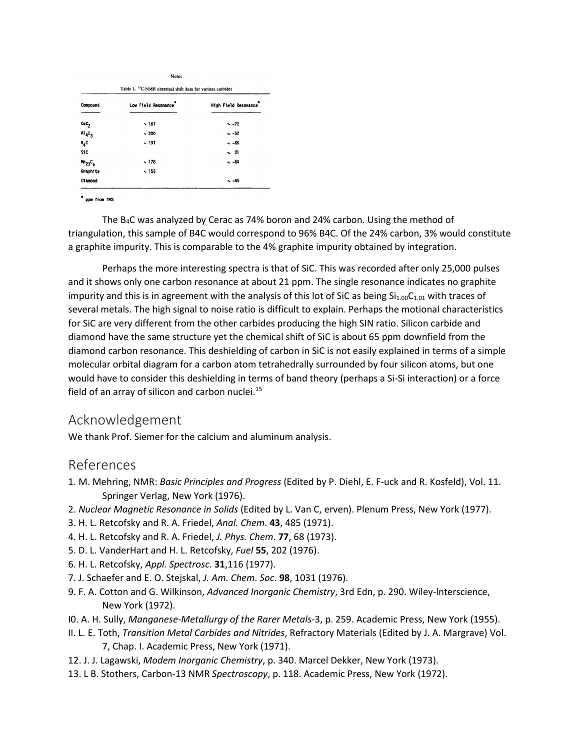Notes

Table 1. $^{13}C$-NMR chemical shift data for various carbides

| Compound | Low Field Resonance* | High Field Resonance* |
| --- | --- | --- |
| $CaC_2$ | ~ 167 | ~ -72 |
| $Al_4C_3$ | ~ 200 | ~ -52 |
| $B_4C$ | ~ 191 | ~ -66 |
| SiC | | ~ 21 |
| $Mn_{23}C_6$ | ~ 178 | ~ -64 |
| Graphite | ~ 155 | |
| Diamond | | ~ -45 |

\* ppm from TMS

The $B_4C$ was analyzed by Cerac as 74% boron and 24% carbon. Using the method of triangulation, this sample of B4C would correspond to 96% B4C. Of the 24% carbon, 3% would constitute a graphite impurity. This is comparable to the 4% graphite impurity obtained by integration.

Perhaps the more interesting spectra is that of SiC. This was recorded after only 25,000 pulses and it shows only one carbon resonance at about 21 ppm. The single resonance indicates no graphite impurity and this is in agreement with the analysis of this lot of SiC as being $Si_{1.00}C_{1.01}$ with traces of several metals. The high signal to noise ratio is difficult to explain. Perhaps the motional characteristics for SiC are very different from the other carbides producing the high SIN ratio. Silicon carbide and diamond have the same structure yet the chemical shift of SiC is about 65 ppm downfield from the diamond carbon resonance. This deshielding of carbon in SiC is not easily explained in terms of a simple molecular orbital diagram for a carbon atom tetrahedrally surrounded by four silicon atoms, but one would have to consider this deshielding in terms of band theory (perhaps a Si-Si interaction) or a force field of an array of silicon and carbon nuclei.[15]

## Acknowledgement

We thank Prof. Siemer for the calcium and aluminum analysis.

## References

1. M. Mehring, NMR: *Basic Principles and Progress* (Edited by P. Diehl, E. F-uck and R. Kosfeld), Vol. 11. Springer Verlag, New York (1976).
2. *Nuclear Magnetic Resonance in Solids* (Edited by L. Van C, erven). Plenum Press, New York (1977).
3. H. L. Retcofsky and R. A. Friedel, *Anal. Chem*. **43**, 485 (1971).
4. H. L. Retcofsky and R. A. Friedel, *J. Phys. Chem*. **77**, 68 (1973).
5. D. L. VanderHart and H. L. Retcofsky, *Fuel* **55**, 202 (1976).
6. H. L. Retcofsky, *Appl. Spectrosc*. **31**,116 (1977).
7. J. Schaefer and E. O. Stejskal, *J. Am. Chem. Soc*. **98**, 1031 (1976).
9. F. A. Cotton and G. Wilkinson, *Advanced Inorganic Chemistry*, 3rd Edn, p. 290. Wiley-lnterscience, New York (1972).
I0. A. H. Sully, *Manganese-Metallurgy of the Rarer Metals*-3, p. 259. Academic Press, New York (1955).
II. L. E. Toth, *Transition Metal Carbides and Nitrides*, Refractory Materials (Edited by J. A. Margrave) Vol. 7, Chap. I. Academic Press, New York (1971).
12. J. J. Lagawski, *Modem Inorganic Chemistry*, p. 340. Marcel Dekker, New York (1973).
13. L B. Stothers, Carbon-13 NMR *Spectroscopy*, p. 118. Academic Press, New York (1972).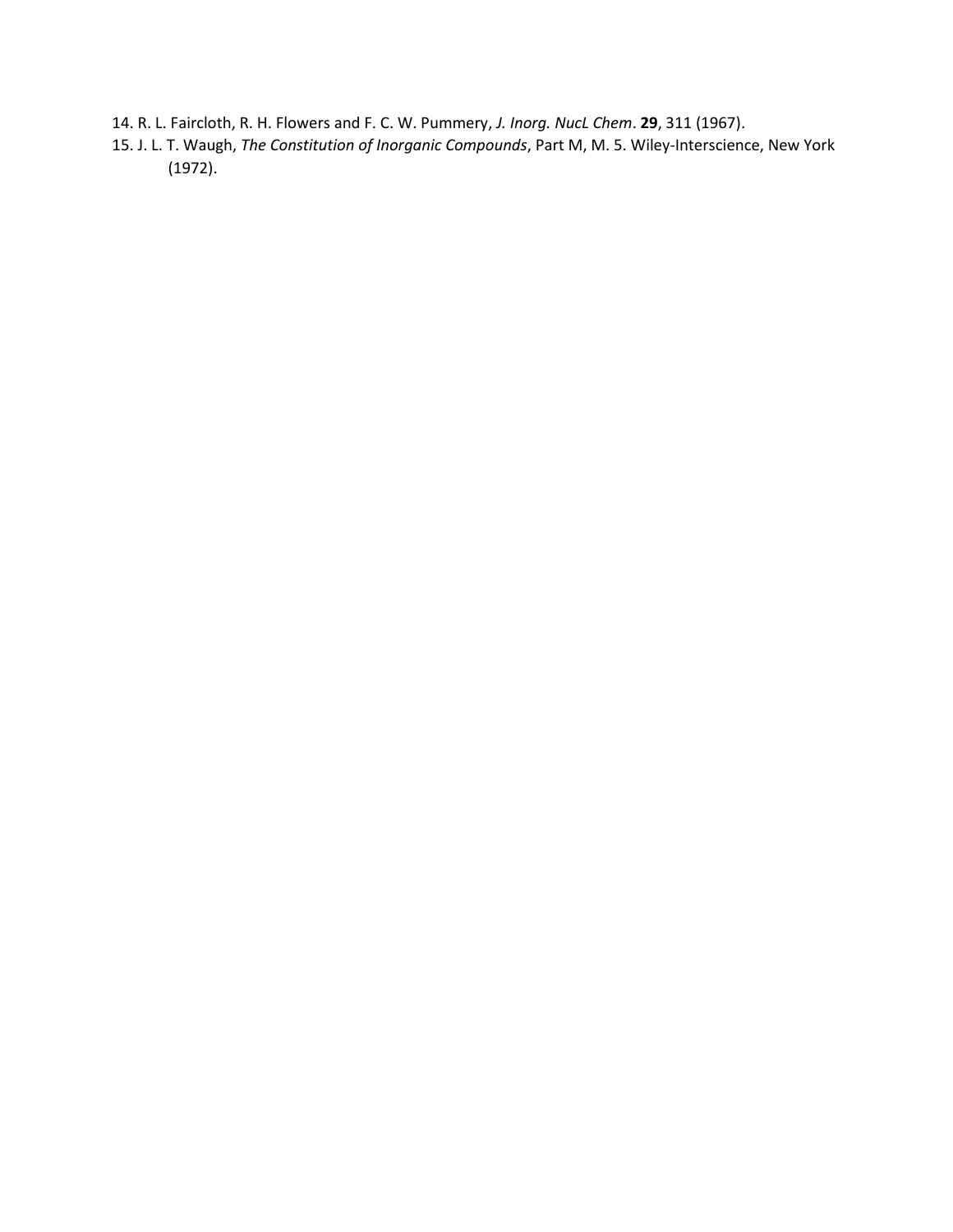14. R. L. Faircloth, R. H. Flowers and F. C. W. Pummery, *J. Inorg. NucL Chem*. **29**, 311 (1967).
15. J. L. T. Waugh, *The Constitution of Inorganic Compounds*, Part M, M. 5. Wiley-Interscience, New York (1972).